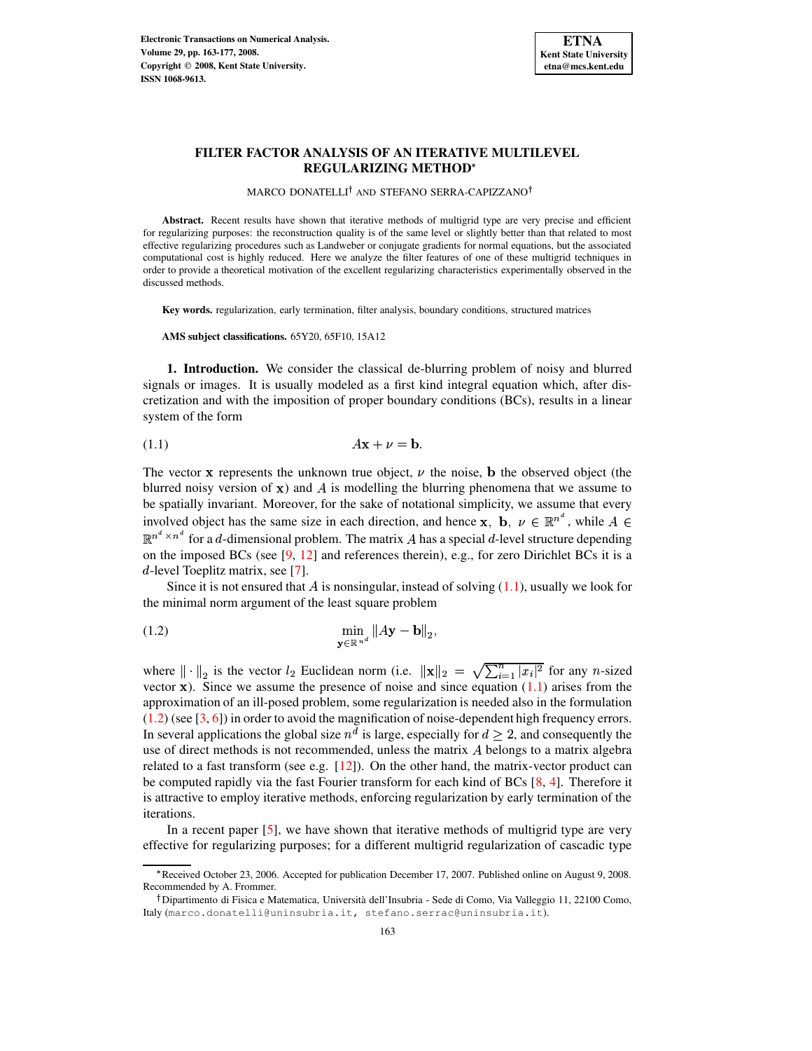# FILTER FACTOR ANALYSIS OF AN ITERATIVE MULTILEVEL REGULARIZING METHOD*

MARCO DONATELLI[†] AND STEFANO SERRA-CAPIZZANO[†]

**Abstract.** Recent results have shown that iterative methods of multigrid type are very precise and efficient for regularizing purposes: the reconstruction quality is of the same level or slightly better than that related to most effective regularizing procedures such as Landweber or conjugate gradients for normal equations, but the associated computational cost is highly reduced. Here we analyze the filter features of one of these multigrid techniques in order to provide a theoretical motivation of the excellent regularizing characteristics experimentally observed in the discussed methods.

**Key words.** regularization, early termination, filter analysis, boundary conditions, structured matrices

**AMS subject classifications.** 65Y20, 65F10, 15A12

## 1. Introduction.

We consider the classical de-blurring problem of noisy and blurred signals or images. It is usually modeled as a first kind integral equation which, after discretization and with the imposition of proper boundary conditions (BCs), results in a linear system of the form

$$A\mathbf{x} + \nu = \mathbf{b}. \tag{1.1}$$

The vector $\mathbf{x}$ represents the unknown true object, $\nu$ the noise, $\mathbf{b}$ the observed object (the blurred noisy version of $\mathbf{x}$) and $A$ is modelling the blurring phenomena that we assume to be spatially invariant. Moreover, for the sake of notational simplicity, we assume that every involved object has the same size in each direction, and hence $\mathbf{x},\ \mathbf{b},\ \nu \in \mathbb{R}^{n^d}$, while $A \in \mathbb{R}^{n^d \times n^d}$ for a $d$-dimensional problem. The matrix $A$ has a special $d$-level structure depending on the imposed BCs (see [9, 12] and references therein), e.g., for zero Dirichlet BCs it is a $d$-level Toeplitz matrix, see [7].

Since it is not ensured that $A$ is nonsingular, instead of solving (1.1), usually we look for the minimal norm argument of the least square problem

$$\min_{\mathbf{y} \in \mathbb{R}^{n^d}} \|A\mathbf{y} - \mathbf{b}\|_2, \tag{1.2}$$

where $\|\cdot\|_2$ is the vector $l_2$ Euclidean norm (i.e. $\|\mathbf{x}\|_2 = \sqrt{\sum_{i=1}^{n} |x_i|^2}$ for any $n$-sized vector $\mathbf{x}$). Since we assume the presence of noise and since equation (1.1) arises from the approximation of an ill-posed problem, some regularization is needed also in the formulation (1.2) (see [3, 6]) in order to avoid the magnification of noise-dependent high frequency errors. In several applications the global size $n^d$ is large, especially for $d \geq 2$, and consequently the use of direct methods is not recommended, unless the matrix $A$ belongs to a matrix algebra related to a fast transform (see e.g. [12]). On the other hand, the matrix-vector product can be computed rapidly via the fast Fourier transform for each kind of BCs [8, 4]. Therefore it is attractive to employ iterative methods, enforcing regularization by early termination of the iterations.

In a recent paper [5], we have shown that iterative methods of multigrid type are very effective for regularizing purposes; for a different multigrid regularization of cascadic type

---

*Received October 23, 2006. Accepted for publication December 17, 2007. Published online on August 9, 2008. Recommended by A. Frommer.

[†]Dipartimento di Fisica e Matematica, Università dell'Insubria - Sede di Como, Via Valleggio 11, 22100 Como, Italy (marco.donatelli@uninsubria.it, stefano.serrac@uninsubria.it).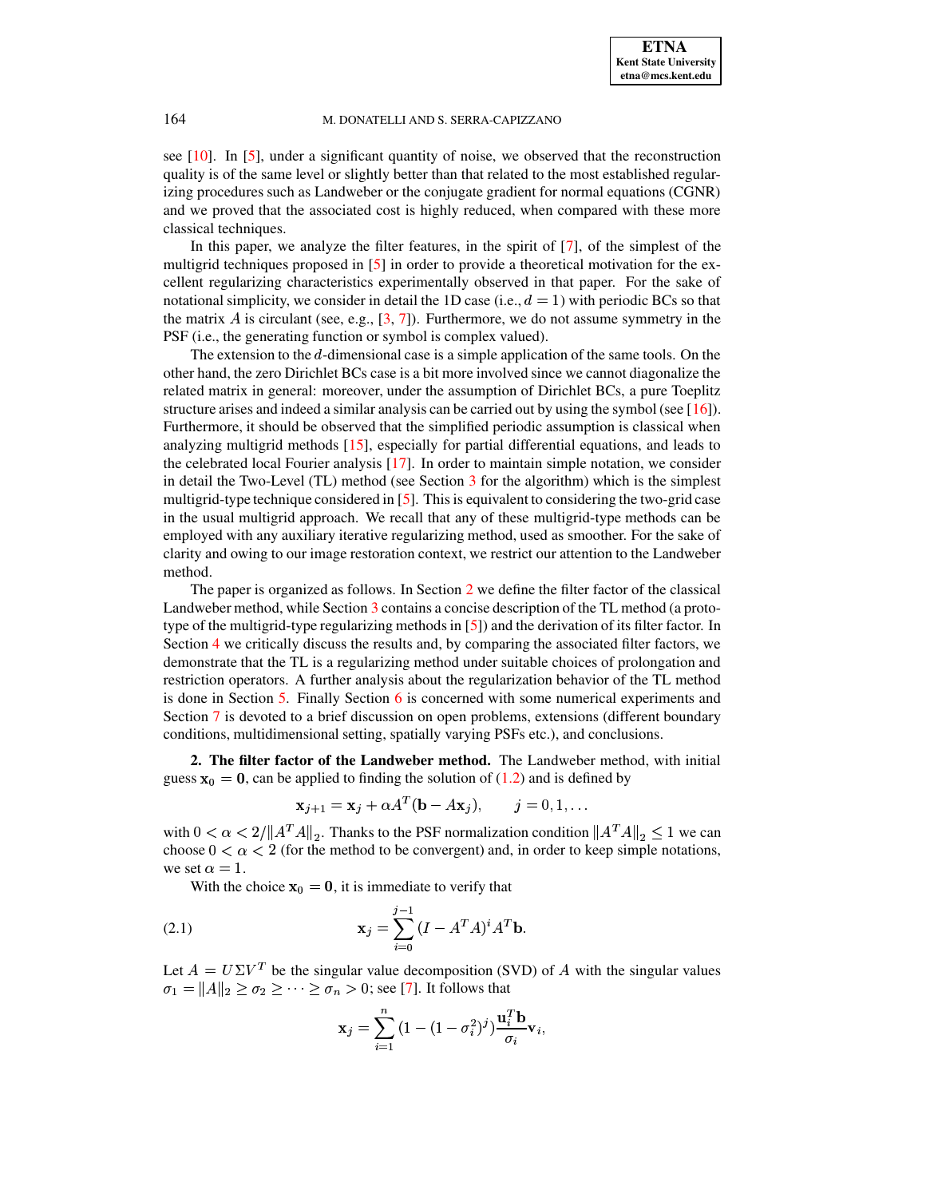see [10]. In [5], under a significant quantity of noise, we observed that the reconstruction quality is of the same level or slightly better than that related to the most established regularizing procedures such as Landweber or the conjugate gradient for normal equations (CGNR) and we proved that the associated cost is highly reduced, when compared with these more classical techniques.

In this paper, we analyze the filter features, in the spirit of [7], of the simplest of the multigrid techniques proposed in [5] in order to provide a theoretical motivation for the excellent regularizing characteristics experimentally observed in that paper. For the sake of notational simplicity, we consider in detail the 1D case (i.e., $d = 1$) with periodic BCs so that the matrix $A$ is circulant (see, e.g., [3, 7]). Furthermore, we do not assume symmetry in the PSF (i.e., the generating function or symbol is complex valued).

The extension to the $d$-dimensional case is a simple application of the same tools. On the other hand, the zero Dirichlet BCs case is a bit more involved since we cannot diagonalize the related matrix in general: moreover, under the assumption of Dirichlet BCs, a pure Toeplitz structure arises and indeed a similar analysis can be carried out by using the symbol (see [16]). Furthermore, it should be observed that the simplified periodic assumption is classical when analyzing multigrid methods [15], especially for partial differential equations, and leads to the celebrated local Fourier analysis [17]. In order to maintain simple notation, we consider in detail the Two-Level (TL) method (see Section 3 for the algorithm) which is the simplest multigrid-type technique considered in [5]. This is equivalent to considering the two-grid case in the usual multigrid approach. We recall that any of these multigrid-type methods can be employed with any auxiliary iterative regularizing method, used as smoother. For the sake of clarity and owing to our image restoration context, we restrict our attention to the Landweber method.

The paper is organized as follows. In Section 2 we define the filter factor of the classical Landweber method, while Section 3 contains a concise description of the TL method (a prototype of the multigrid-type regularizing methods in [5]) and the derivation of its filter factor. In Section 4 we critically discuss the results and, by comparing the associated filter factors, we demonstrate that the TL is a regularizing method under suitable choices of prolongation and restriction operators. A further analysis about the regularization behavior of the TL method is done in Section 5. Finally Section 6 is concerned with some numerical experiments and Section 7 is devoted to a brief discussion on open problems, extensions (different boundary conditions, multidimensional setting, spatially varying PSFs etc.), and conclusions.

## 2. The filter factor of the Landweber method.

The Landweber method, with initial guess $\mathbf{x}_0 = \mathbf{0}$, can be applied to finding the solution of (1.2) and is defined by

$$\mathbf{x}_{j+1} = \mathbf{x}_j + \alpha A^T(\mathbf{b} - A\mathbf{x}_j), \qquad j = 0, 1, \ldots$$

with $0 < \alpha < 2/\|A^T A\|_2$. Thanks to the PSF normalization condition $\|A^T A\|_2 \le 1$ we can choose $0 < \alpha < 2$ (for the method to be convergent) and, in order to keep simple notations, we set $\alpha = 1$.

With the choice $\mathbf{x}_0 = \mathbf{0}$, it is immediate to verify that

$$\mathbf{x}_j = \sum_{i=0}^{j-1} (I - A^T A)^i A^T \mathbf{b}. \tag{2.1}$$

Let $A = U\Sigma V^T$ be the singular value decomposition (SVD) of $A$ with the singular values $\sigma_1 = \|A\|_2 \ge \sigma_2 \ge \cdots \ge \sigma_n > 0$; see [7]. It follows that

$$\mathbf{x}_j = \sum_{i=1}^{n} (1 - (1 - \sigma_i^2)^j) \frac{\mathbf{u}_i^T \mathbf{b}}{\sigma_i} \mathbf{v}_i,$$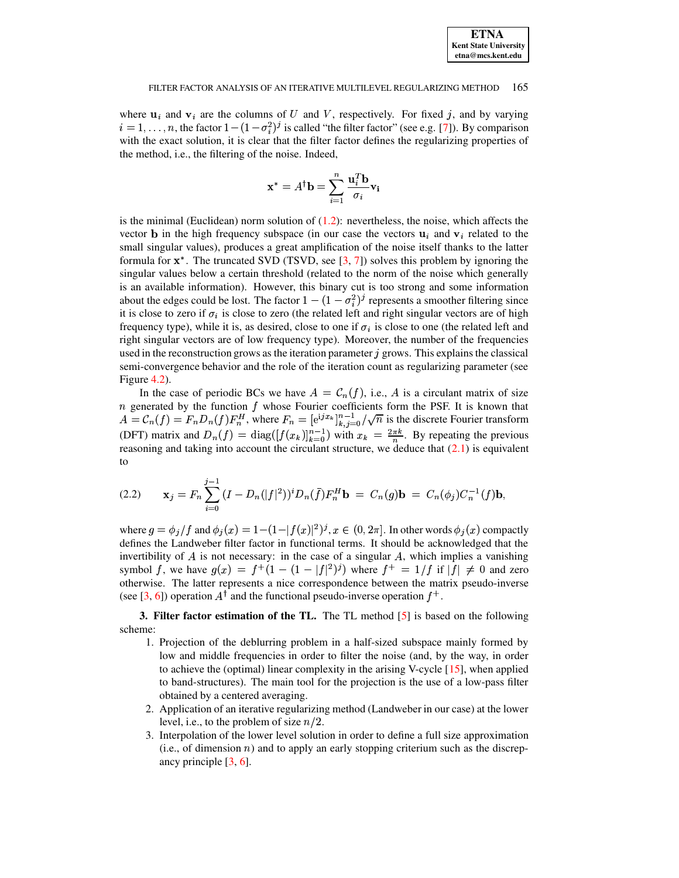where $\mathbf{u}_i$ and $\mathbf{v}_i$ are the columns of $U$ and $V$, respectively. For fixed $j$, and by varying $i = 1, \ldots, n$, the factor $1-(1-\sigma_i^2)^j$ is called "the filter factor" (see e.g. [7]). By comparison with the exact solution, it is clear that the filter factor defines the regularizing properties of the method, i.e., the filtering of the noise. Indeed,

$$\mathbf{x}^* = A^{\dagger}\mathbf{b} = \sum_{i=1}^{n} \frac{\mathbf{u}_i^T \mathbf{b}}{\sigma_i} \mathbf{v_i}$$

is the minimal (Euclidean) norm solution of (1.2): nevertheless, the noise, which affects the vector $\mathbf{b}$ in the high frequency subspace (in our case the vectors $\mathbf{u}_i$ and $\mathbf{v}_i$ related to the small singular values), produces a great amplification of the noise itself thanks to the latter formula for $\mathbf{x}^*$. The truncated SVD (TSVD, see [3, 7]) solves this problem by ignoring the singular values below a certain threshold (related to the norm of the noise which generally is an available information). However, this binary cut is too strong and some information about the edges could be lost. The factor $1-(1-\sigma_i^2)^j$ represents a smoother filtering since it is close to zero if $\sigma_i$ is close to zero (the related left and right singular vectors are of high frequency type), while it is, as desired, close to one if $\sigma_i$ is close to one (the related left and right singular vectors are of low frequency type). Moreover, the number of the frequencies used in the reconstruction grows as the iteration parameter $j$ grows. This explains the classical semi-convergence behavior and the role of the iteration count as regularizing parameter (see Figure 4.2).

In the case of periodic BCs we have $A = \mathcal{C}_n(f)$, i.e., $A$ is a circulant matrix of size $n$ generated by the function $f$ whose Fourier coefficients form the PSF. It is known that $A = \mathcal{C}_n(f) = F_n D_n(f) F_n^H$, where $F_n = [\mathrm{e}^{\mathrm{i}jx_k}]_{k,j=0}^{n-1}/\sqrt{n}$ is the discrete Fourier transform (DFT) matrix and $D_n(f) = \mathrm{diag}([f(x_k)]_{k=0}^{n-1})$ with $x_k = \frac{2\pi k}{n}$. By repeating the previous reasoning and taking into account the circulant structure, we deduce that (2.1) is equivalent to

$$\mathbf{x}_j = F_n \sum_{i=0}^{j-1} (I - D_n(|f|^2))^i D_n(\bar{f}) F_n^H \mathbf{b} \;=\; C_n(g)\mathbf{b} \;=\; C_n(\phi_j) C_n^{-1}(f)\mathbf{b}, \tag{2.2}$$

where $g = \phi_j/f$ and $\phi_j(x) = 1-(1-|f(x)|^2)^j$, $x \in (0, 2\pi]$. In other words $\phi_j(x)$ compactly defines the Landweber filter factor in functional terms. It should be acknowledged that the invertibility of $A$ is not necessary: in the case of a singular $A$, which implies a vanishing symbol $f$, we have $g(x) = f^+(1-(1-|f|^2)^j)$ where $f^+ = 1/f$ if $|f| \neq 0$ and zero otherwise. The latter represents a nice correspondence between the matrix pseudo-inverse (see [3, 6]) operation $A^{\dagger}$ and the functional pseudo-inverse operation $f^+$.

## 3. Filter factor estimation of the TL.

The TL method [5] is based on the following scheme:

1. Projection of the deblurring problem in a half-sized subspace mainly formed by low and middle frequencies in order to filter the noise (and, by the way, in order to achieve the (optimal) linear complexity in the arising V-cycle [15], when applied to band-structures). The main tool for the projection is the use of a low-pass filter obtained by a centered averaging.
2. Application of an iterative regularizing method (Landweber in our case) at the lower level, i.e., to the problem of size $n/2$.
3. Interpolation of the lower level solution in order to define a full size approximation (i.e., of dimension $n$) and to apply an early stopping criterium such as the discrepancy principle [3, 6].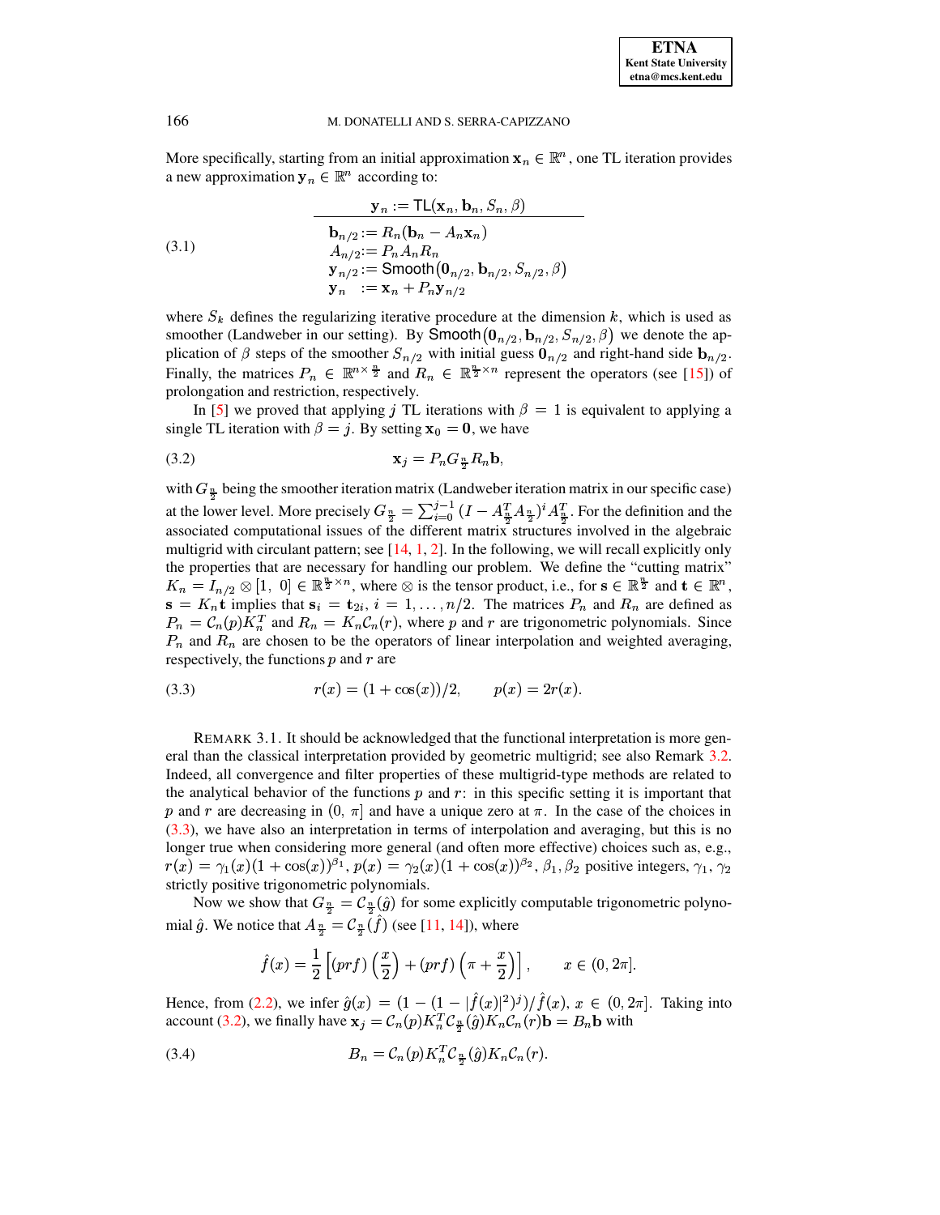More specifically, starting from an initial approximation $\mathbf{x}_n \in \mathbb{R}^n$, one TL iteration provides a new approximation $\mathbf{y}_n \in \mathbb{R}^n$ according to:

$$
\begin{array}{l}
\underline{\qquad\qquad \mathbf{y}_n := \mathsf{TL}(\mathbf{x}_n, \mathbf{b}_n, S_n, \beta) \qquad\qquad} \\
\mathbf{b}_{n/2} := R_n(\mathbf{b}_n - A_n \mathbf{x}_n) \\
A_{n/2} := P_n A_n R_n \\
\mathbf{y}_{n/2} := \mathsf{Smooth}\big(\mathbf{0}_{n/2}, \mathbf{b}_{n/2}, S_{n/2}, \beta\big) \\
\mathbf{y}_n \;\; := \mathbf{x}_n + P_n \mathbf{y}_{n/2}
\end{array}
\tag{3.1}
$$

where $S_k$ defines the regularizing iterative procedure at the dimension $k$, which is used as smoother (Landweber in our setting). By $\mathsf{Smooth}\big(\mathbf{0}_{n/2}, \mathbf{b}_{n/2}, S_{n/2}, \beta\big)$ we denote the application of $\beta$ steps of the smoother $S_{n/2}$ with initial guess $\mathbf{0}_{n/2}$ and right-hand side $\mathbf{b}_{n/2}$. Finally, the matrices $P_n \in \mathbb{R}^{n \times \frac{n}{2}}$ and $R_n \in \mathbb{R}^{\frac{n}{2} \times n}$ represent the operators (see [15]) of prolongation and restriction, respectively.

In [5] we proved that applying $j$ TL iterations with $\beta = 1$ is equivalent to applying a single TL iteration with $\beta = j$. By setting $\mathbf{x}_0 = \mathbf{0}$, we have

$$
\mathbf{x}_j = P_n G_{\frac{n}{2}} R_n \mathbf{b}, \tag{3.2}
$$

with $G_{\frac{n}{2}}$ being the smoother iteration matrix (Landweber iteration matrix in our specific case) at the lower level. More precisely $G_{\frac{n}{2}} = \sum_{i=0}^{j-1} (I - A_{\frac{n}{2}}^T A_{\frac{n}{2}})^i A_{\frac{n}{2}}^T$. For the definition and the associated computational issues of the different matrix structures involved in the algebraic multigrid with circulant pattern; see [14, 1, 2]. In the following, we will recall explicitly only the properties that are necessary for handling our problem. We define the "cutting matrix" $K_n = I_{n/2} \otimes [1,\ 0] \in \mathbb{R}^{\frac{n}{2} \times n}$, where $\otimes$ is the tensor product, i.e., for $\mathbf{s} \in \mathbb{R}^{\frac{n}{2}}$ and $\mathbf{t} \in \mathbb{R}^n$, $\mathbf{s} = K_n \mathbf{t}$ implies that $\mathbf{s}_i = \mathbf{t}_{2i}$, $i = 1, \ldots, n/2$. The matrices $P_n$ and $R_n$ are defined as $P_n = \mathcal{C}_n(p) K_n^T$ and $R_n = K_n \mathcal{C}_n(r)$, where $p$ and $r$ are trigonometric polynomials. Since $P_n$ and $R_n$ are chosen to be the operators of linear interpolation and weighted averaging, respectively, the functions $p$ and $r$ are

$$
r(x) = (1 + \cos(x))/2, \qquad p(x) = 2r(x). \tag{3.3}
$$

REMARK 3.1. It should be acknowledged that the functional interpretation is more general than the classical interpretation provided by geometric multigrid; see also Remark 3.2. Indeed, all convergence and filter properties of these multigrid-type methods are related to the analytical behavior of the functions $p$ and $r$: in this specific setting it is important that $p$ and $r$ are decreasing in $(0,\ \pi]$ and have a unique zero at $\pi$. In the case of the choices in (3.3), we have also an interpretation in terms of interpolation and averaging, but this is no longer true when considering more general (and often more effective) choices such as, e.g., $r(x) = \gamma_1(x)(1 + \cos(x))^{\beta_1}$, $p(x) = \gamma_2(x)(1 + \cos(x))^{\beta_2}$, $\beta_1, \beta_2$ positive integers, $\gamma_1, \gamma_2$ strictly positive trigonometric polynomials.

Now we show that $G_{\frac{n}{2}} = \mathcal{C}_{\frac{n}{2}}(\hat{g})$ for some explicitly computable trigonometric polynomial $\hat{g}$. We notice that $A_{\frac{n}{2}} = \mathcal{C}_{\frac{n}{2}}(\hat{f})$ (see [11, 14]), where

$$
\hat{f}(x) = \frac{1}{2}\left[(prf)\left(\frac{x}{2}\right) + (prf)\left(\pi + \frac{x}{2}\right)\right], \qquad x \in (0, 2\pi].
$$

Hence, from (2.2), we infer $\hat{g}(x) = (1 - (1 - |\hat{f}(x)|^2)^j)/\hat{f}(x)$, $x \in (0, 2\pi]$. Taking into account (3.2), we finally have $\mathbf{x}_j = \mathcal{C}_n(p) K_n^T \mathcal{C}_{\frac{n}{2}}(\hat{g}) K_n \mathcal{C}_n(r) \mathbf{b} = B_n \mathbf{b}$ with

$$
B_n = \mathcal{C}_n(p) K_n^T \mathcal{C}_{\frac{n}{2}}(\hat{g}) K_n \mathcal{C}_n(r). \tag{3.4}
$$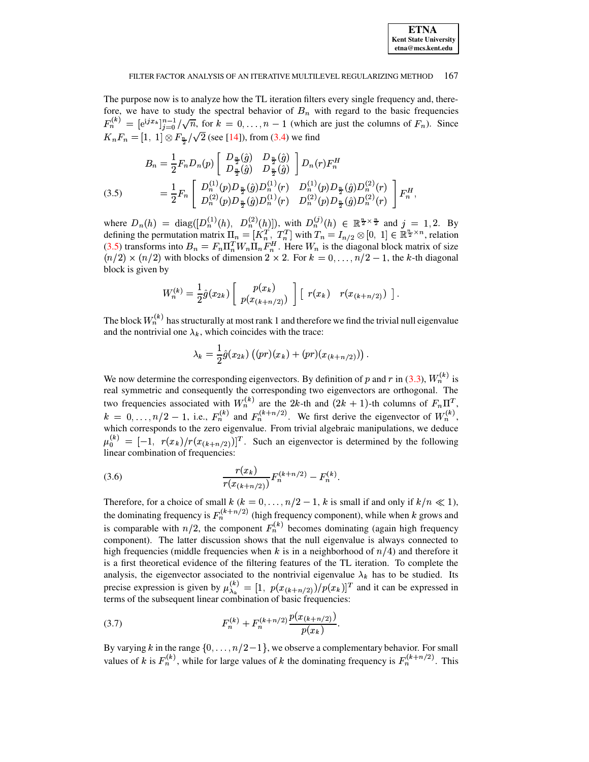The purpose now is to analyze how the TL iteration filters every single frequency and, therefore, we have to study the spectral behavior of $B_n$ with regard to the basic frequencies $F_n^{(k)} = [\mathrm{e}^{\mathrm{i}jx_k}]_{j=0}^{n-1}/\sqrt{n}$, for $k = 0, \ldots, n-1$ (which are just the columns of $F_n$). Since $K_n F_n = [1,\ 1] \otimes F_{\frac{n}{2}}/\sqrt{2}$ (see [14]), from (3.4) we find

$$
\begin{aligned}
B_n &= \frac{1}{2} F_n D_n(p) \begin{bmatrix} D_{\frac{n}{2}}(\hat{g}) & D_{\frac{n}{2}}(\hat{g}) \\ D_{\frac{n}{2}}(\hat{g}) & D_{\frac{n}{2}}(\hat{g}) \end{bmatrix} D_n(r) F_n^H \\
&= \frac{1}{2} F_n \begin{bmatrix} D_n^{(1)}(p) D_{\frac{n}{2}}(\hat{g}) D_n^{(1)}(r) & D_n^{(1)}(p) D_{\frac{n}{2}}(\hat{g}) D_n^{(2)}(r) \\ D_n^{(2)}(p) D_{\frac{n}{2}}(\hat{g}) D_n^{(1)}(r) & D_n^{(2)}(p) D_{\frac{n}{2}}(\hat{g}) D_n^{(2)}(r) \end{bmatrix} F_n^H,
\end{aligned}
\tag{3.5}
$$

where $D_n(h) = \mathrm{diag}([D_n^{(1)}(h),\ D_n^{(2)}(h)])$, with $D_n^{(j)}(h) \in \mathbb{R}^{\frac{n}{2} \times \frac{n}{2}}$ and $j = 1, 2$. By defining the permutation matrix $\Pi_n = [K_n^T,\ T_n^T]$ with $T_n = I_{n/2} \otimes [0,\ 1] \in \mathbb{R}^{\frac{n}{2} \times n}$, relation (3.5) transforms into $B_n = F_n \Pi_n^T W_n \Pi_n F_n^H$. Here $W_n$ is the diagonal block matrix of size $(n/2) \times (n/2)$ with blocks of dimension $2 \times 2$. For $k = 0, \ldots, n/2-1$, the $k$-th diagonal block is given by

$$
W_n^{(k)} = \frac{1}{2} \hat{g}(x_{2k}) \begin{bmatrix} p(x_k) \\ p(x_{(k+n/2)}) \end{bmatrix} \begin{bmatrix} r(x_k) & r(x_{(k+n/2)}) \end{bmatrix}.
$$

The block $W_n^{(k)}$ has structurally at most rank 1 and therefore we find the trivial null eigenvalue and the nontrivial one $\lambda_k$, which coincides with the trace:

$$
\lambda_k = \frac{1}{2} \hat{g}(x_{2k}) \left( (pr)(x_k) + (pr)(x_{(k+n/2)}) \right).
$$

We now determine the corresponding eigenvectors. By definition of $p$ and $r$ in (3.3), $W_n^{(k)}$ is real symmetric and consequently the corresponding two eigenvectors are orthogonal. The two frequencies associated with $W_n^{(k)}$ are the $2k$-th and $(2k+1)$-th columns of $F_n \Pi^T$, $k = 0, \ldots, n/2-1$, i.e., $F_n^{(k)}$ and $F_n^{(k+n/2)}$. We first derive the eigenvector of $W_n^{(k)}$, which corresponds to the zero eigenvalue. From trivial algebraic manipulations, we deduce $\mu_0^{(k)} = [-1,\ r(x_k)/r(x_{(k+n/2)})]^T$. Such an eigenvector is determined by the following linear combination of frequencies:

$$
\frac{r(x_k)}{r(x_{(k+n/2)})} F_n^{(k+n/2)} - F_n^{(k)}. \tag{3.6}
$$

Therefore, for a choice of small $k$ ($k = 0, \ldots, n/2-1$, $k$ is small if and only if $k/n \ll 1$), the dominating frequency is $F_n^{(k+n/2)}$ (high frequency component), while when $k$ grows and is comparable with $n/2$, the component $F_n^{(k)}$ becomes dominating (again high frequency component). The latter discussion shows that the null eigenvalue is always connected to high frequencies (middle frequencies when $k$ is in a neighborhood of $n/4$) and therefore it is a first theoretical evidence of the filtering features of the TL iteration. To complete the analysis, the eigenvector associated to the nontrivial eigenvalue $\lambda_k$ has to be studied. Its precise expression is given by $\mu_{\lambda_k}^{(k)} = [1,\ p(x_{(k+n/2)})/p(x_k)]^T$ and it can be expressed in terms of the subsequent linear combination of basic frequencies:

$$
F_n^{(k)} + F_n^{(k+n/2)} \frac{p(x_{(k+n/2)})}{p(x_k)}. \tag{3.7}
$$

By varying $k$ in the range $\{0, \ldots, n/2-1\}$, we observe a complementary behavior. For small values of $k$ is $F_n^{(k)}$, while for large values of $k$ the dominating frequency is $F_n^{(k+n/2)}$. This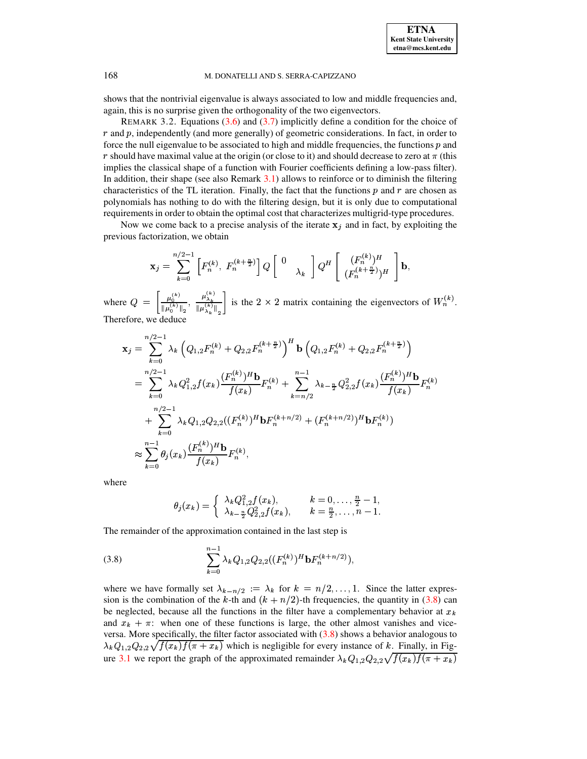shows that the nontrivial eigenvalue is always associated to low and middle frequencies and, again, this is no surprise given the orthogonality of the two eigenvectors.

REMARK 3.2. Equations (3.6) and (3.7) implicitly define a condition for the choice of $r$ and $p$, independently (and more generally) of geometric considerations. In fact, in order to force the null eigenvalue to be associated to high and middle frequencies, the functions $p$ and $r$ should have maximal value at the origin (or close to it) and should decrease to zero at $\pi$ (this implies the classical shape of a function with Fourier coefficients defining a low-pass filter). In addition, their shape (see also Remark 3.1) allows to reinforce or to diminish the filtering characteristics of the TL iteration. Finally, the fact that the functions $p$ and $r$ are chosen as polynomials has nothing to do with the filtering design, but it is only due to computational requirements in order to obtain the optimal cost that characterizes multigrid-type procedures.

Now we come back to a precise analysis of the iterate $\mathbf{x}_j$ and in fact, by exploiting the previous factorization, we obtain

$$\mathbf{x}_j = \sum_{k=0}^{n/2-1} \left[F_n^{(k)},\ F_n^{(k+\frac{n}{2})}\right] Q \begin{bmatrix} 0 & \\ & \lambda_k \end{bmatrix} Q^H \begin{bmatrix} (F_n^{(k)})^H \\ (F_n^{(k+\frac{n}{2})})^H \end{bmatrix} \mathbf{b},$$

where $Q = \left[\frac{\mu_0^{(k)}}{\|\mu_0^{(k)}\|_2},\ \frac{\mu_{\lambda_k}^{(k)}}{\|\mu_{\lambda_k}^{(k)}\|_2}\right]$ is the $2 \times 2$ matrix containing the eigenvectors of $W_n^{(k)}$. Therefore, we deduce

$$\begin{aligned}
\mathbf{x}_j &= \sum_{k=0}^{n/2-1} \lambda_k \left(Q_{1,2}F_n^{(k)} + Q_{2,2}F_n^{(k+\frac{n}{2})}\right)^H \mathbf{b} \left(Q_{1,2}F_n^{(k)} + Q_{2,2}F_n^{(k+\frac{n}{2})}\right) \\
&= \sum_{k=0}^{n/2-1} \lambda_k Q_{1,2}^2 f(x_k) \frac{(F_n^{(k)})^H \mathbf{b}}{f(x_k)} F_n^{(k)} + \sum_{k=n/2}^{n-1} \lambda_{k-\frac{n}{2}} Q_{2,2}^2 f(x_k) \frac{(F_n^{(k)})^H \mathbf{b}}{f(x_k)} F_n^{(k)} \\
&\quad + \sum_{k=0}^{n/2-1} \lambda_k Q_{1,2} Q_{2,2} ((F_n^{(k)})^H \mathbf{b} F_n^{(k+n/2)} + (F_n^{(k+n/2)})^H \mathbf{b} F_n^{(k)}) \\
&\approx \sum_{k=0}^{n-1} \theta_j(x_k) \frac{(F_n^{(k)})^H \mathbf{b}}{f(x_k)} F_n^{(k)},
\end{aligned}$$

where

$$\theta_j(x_k) = \begin{cases} \lambda_k Q_{1,2}^2 f(x_k), & k = 0, \dots, \frac{n}{2} - 1, \\ \lambda_{k-\frac{n}{2}} Q_{2,2}^2 f(x_k), & k = \frac{n}{2}, \dots, n-1. \end{cases}$$

The remainder of the approximation contained in the last step is

$$\sum_{k=0}^{n-1} \lambda_k Q_{1,2} Q_{2,2} ((F_n^{(k)})^H \mathbf{b} F_n^{(k+n/2)}), \tag{3.8}$$

where we have formally set $\lambda_{k-n/2} := \lambda_k$ for $k = n/2, \dots, 1$. Since the latter expression is the combination of the $k$-th and $(k+n/2)$-th frequencies, the quantity in (3.8) can be neglected, because all the functions in the filter have a complementary behavior at $x_k$ and $x_k + \pi$: when one of these functions is large, the other almost vanishes and vice-versa. More specifically, the filter factor associated with (3.8) shows a behavior analogous to $\lambda_k Q_{1,2} Q_{2,2} \sqrt{f(x_k) f(\pi + x_k)}$ which is negligible for every instance of $k$. Finally, in Figure 3.1 we report the graph of the approximated remainder $\lambda_k Q_{1,2} Q_{2,2} \sqrt{f(x_k) f(\pi + x_k)}$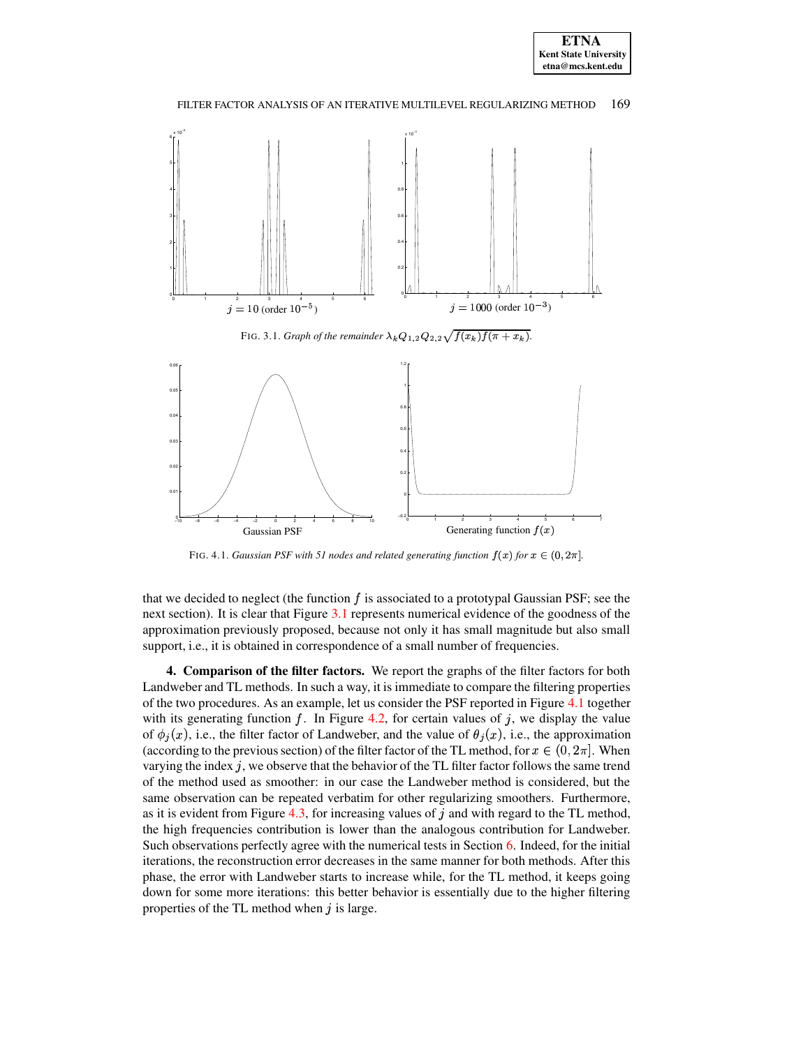$j = 10$ (order $10^{-5}$) $\qquad$ $j = 1000$ (order $10^{-3}$)

FIG. 3.1. *Graph of the remainder* $\lambda_k Q_{1,2} Q_{2,2} \sqrt{f(x_k) f(\pi + x_k)}$.

Gaussian PSF $\qquad$ Generating function $f(x)$

FIG. 4.1. *Gaussian PSF with 51 nodes and related generating function* $f(x)$ *for* $x \in (0, 2\pi]$.

that we decided to neglect (the function $f$ is associated to a prototypal Gaussian PSF; see the next section). It is clear that Figure 3.1 represents numerical evidence of the goodness of the approximation previously proposed, because not only it has small magnitude but also small support, i.e., it is obtained in correspondence of a small number of frequencies.

**4. Comparison of the filter factors.** We report the graphs of the filter factors for both Landweber and TL methods. In such a way, it is immediate to compare the filtering properties of the two procedures. As an example, let us consider the PSF reported in Figure 4.1 together with its generating function $f$. In Figure 4.2, for certain values of $j$, we display the value of $\phi_j(x)$, i.e., the filter factor of Landweber, and the value of $\theta_j(x)$, i.e., the approximation (according to the previous section) of the filter factor of the TL method, for $x \in (0, 2\pi]$. When varying the index $j$, we observe that the behavior of the TL filter factor follows the same trend of the method used as smoother: in our case the Landweber method is considered, but the same observation can be repeated verbatim for other regularizing smoothers. Furthermore, as it is evident from Figure 4.3, for increasing values of $j$ and with regard to the TL method, the high frequencies contribution is lower than the analogous contribution for Landweber. Such observations perfectly agree with the numerical tests in Section 6. Indeed, for the initial iterations, the reconstruction error decreases in the same manner for both methods. After this phase, the error with Landweber starts to increase while, for the TL method, it keeps going down for some more iterations: this better behavior is essentially due to the higher filtering properties of the TL method when $j$ is large.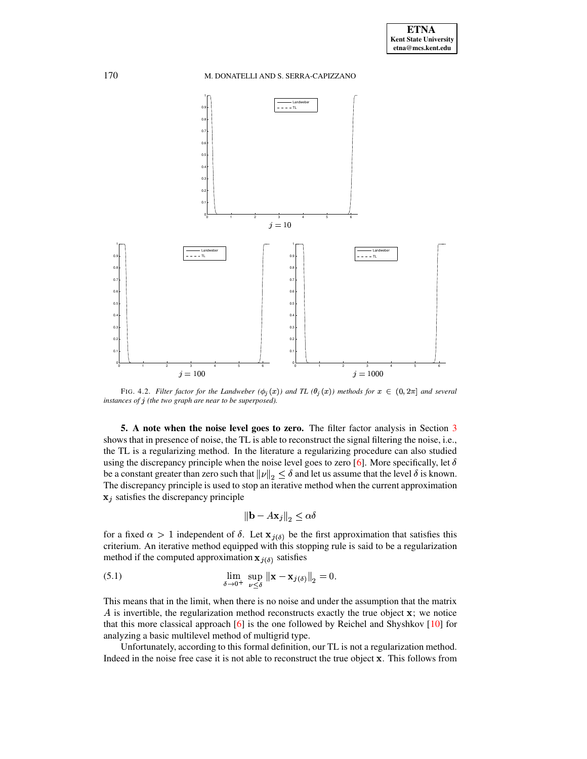FIG. 4.2. *Filter factor for the Landweber ($\phi_j(x)$) and TL ($\theta_j(x)$) methods for $x \in (0, 2\pi]$ and several instances of $j$ (the two graph are near to be superposed).*

## 5. A note when the noise level goes to zero.

The filter factor analysis in Section 3 shows that in presence of noise, the TL is able to reconstruct the signal filtering the noise, i.e., the TL is a regularizing method. In the literature a regularizing procedure can also studied using the discrepancy principle when the noise level goes to zero [6]. More specifically, let $\delta$ be a constant greater than zero such that $\|\nu\|_2 \leq \delta$ and let us assume that the level $\delta$ is known. The discrepancy principle is used to stop an iterative method when the current approximation $\mathbf{x}_j$ satisfies the discrepancy principle

$$\|\mathbf{b} - A\mathbf{x}_j\|_2 \leq \alpha\delta$$

for a fixed $\alpha > 1$ independent of $\delta$. Let $\mathbf{x}_{j(\delta)}$ be the first approximation that satisfies this criterium. An iterative method equipped with this stopping rule is said to be a regularization method if the computed approximation $\mathbf{x}_{j(\delta)}$ satisfies

$$\lim_{\delta \to 0^+} \sup_{\nu \leq \delta} \|\mathbf{x} - \mathbf{x}_{j(\delta)}\|_2 = 0. \tag{5.1}$$

This means that in the limit, when there is no noise and under the assumption that the matrix $A$ is invertible, the regularization method reconstructs exactly the true object $\mathbf{x}$; we notice that this more classical approach [6] is the one followed by Reichel and Shyshkov [10] for analyzing a basic multilevel method of multigrid type.

Unfortunately, according to this formal definition, our TL is not a regularization method. Indeed in the noise free case it is not able to reconstruct the true object $\mathbf{x}$. This follows from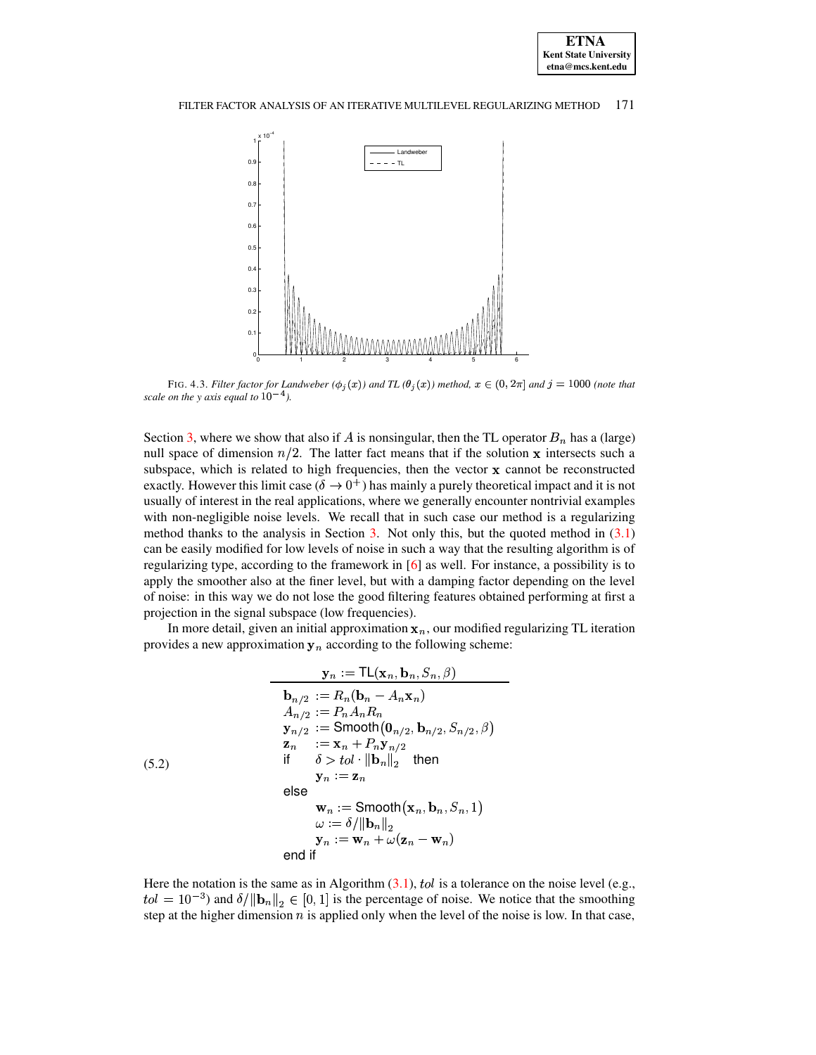FIG. 4.3. *Filter factor for Landweber ($\phi_j(x)$) and TL ($\theta_j(x)$) method, $x \in (0, 2\pi]$ and $j = 1000$ (note that scale on the y axis equal to $10^{-4}$).*

Section 3, where we show that also if $A$ is nonsingular, then the TL operator $B_n$ has a (large) null space of dimension $n/2$. The latter fact means that if the solution $\mathbf{x}$ intersects such a subspace, which is related to high frequencies, then the vector $\mathbf{x}$ cannot be reconstructed exactly. However this limit case ($\delta \to 0^+$) has mainly a purely theoretical impact and it is not usually of interest in the real applications, where we generally encounter nontrivial examples with non-negligible noise levels. We recall that in such case our method is a regularizing method thanks to the analysis in Section 3. Not only this, but the quoted method in (3.1) can be easily modified for low levels of noise in such a way that the resulting algorithm is of regularizing type, according to the framework in [6] as well. For instance, a possibility is to apply the smoother also at the finer level, but with a damping factor depending on the level of noise: in this way we do not lose the good filtering features obtained performing at first a projection in the signal subspace (low frequencies).

In more detail, given an initial approximation $\mathbf{x}_n$, our modified regularizing TL iteration provides a new approximation $\mathbf{y}_n$ according to the following scheme:

(5.2)

$$
\begin{array}{l}
\mathbf{y}_n := \mathsf{TL}(\mathbf{x}_n, \mathbf{b}_n, S_n, \beta) \\
\hline
\mathbf{b}_{n/2} := R_n(\mathbf{b}_n - A_n \mathbf{x}_n) \\
A_{n/2} := P_n A_n R_n \\
\mathbf{y}_{n/2} := \mathsf{Smooth}(\mathbf{0}_{n/2}, \mathbf{b}_{n/2}, S_{n/2}, \beta) \\
\mathbf{z}_n \quad := \mathbf{x}_n + P_n \mathbf{y}_{n/2} \\
\text{if} \quad \delta > tol \cdot \|\mathbf{b}_n\|_2 \quad \text{then} \\
\qquad \mathbf{y}_n := \mathbf{z}_n \\
\text{else} \\
\qquad \mathbf{w}_n := \mathsf{Smooth}(\mathbf{x}_n, \mathbf{b}_n, S_n, 1) \\
\qquad \omega := \delta / \|\mathbf{b}_n\|_2 \\
\qquad \mathbf{y}_n := \mathbf{w}_n + \omega(\mathbf{z}_n - \mathbf{w}_n) \\
\text{end if}
\end{array}
$$

Here the notation is the same as in Algorithm (3.1), $tol$ is a tolerance on the noise level (e.g., $tol = 10^{-3}$) and $\delta/\|\mathbf{b}_n\|_2 \in [0, 1]$ is the percentage of noise. We notice that the smoothing step at the higher dimension $n$ is applied only when the level of the noise is low. In that case,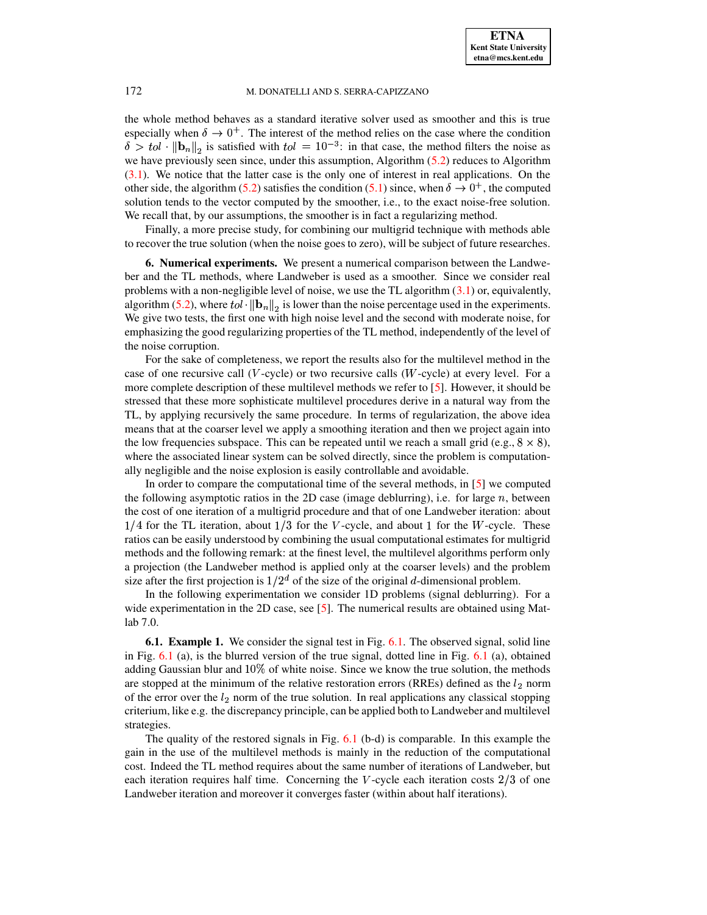the whole method behaves as a standard iterative solver used as smoother and this is true especially when $\delta \to 0^+$. The interest of the method relies on the case where the condition $\delta > tol \cdot \|\mathbf{b}_n\|_2$ is satisfied with $tol = 10^{-3}$: in that case, the method filters the noise as we have previously seen since, under this assumption, Algorithm (5.2) reduces to Algorithm (3.1). We notice that the latter case is the only one of interest in real applications. On the other side, the algorithm (5.2) satisfies the condition (5.1) since, when $\delta \to 0^+$, the computed solution tends to the vector computed by the smoother, i.e., to the exact noise-free solution. We recall that, by our assumptions, the smoother is in fact a regularizing method.

Finally, a more precise study, for combining our multigrid technique with methods able to recover the true solution (when the noise goes to zero), will be subject of future researches.

**6. Numerical experiments.** We present a numerical comparison between the Landweber and the TL methods, where Landweber is used as a smoother. Since we consider real problems with a non-negligible level of noise, we use the TL algorithm (3.1) or, equivalently, algorithm (5.2), where $tol \cdot \|\mathbf{b}_n\|_2$ is lower than the noise percentage used in the experiments. We give two tests, the first one with high noise level and the second with moderate noise, for emphasizing the good regularizing properties of the TL method, independently of the level of the noise corruption.

For the sake of completeness, we report the results also for the multilevel method in the case of one recursive call ($V$-cycle) or two recursive calls ($W$-cycle) at every level. For a more complete description of these multilevel methods we refer to [5]. However, it should be stressed that these more sophisticate multilevel procedures derive in a natural way from the TL, by applying recursively the same procedure. In terms of regularization, the above idea means that at the coarser level we apply a smoothing iteration and then we project again into the low frequencies subspace. This can be repeated until we reach a small grid (e.g., $8 \times 8$), where the associated linear system can be solved directly, since the problem is computationally negligible and the noise explosion is easily controllable and avoidable.

In order to compare the computational time of the several methods, in [5] we computed the following asymptotic ratios in the 2D case (image deblurring), i.e. for large $n$, between the cost of one iteration of a multigrid procedure and that of one Landweber iteration: about $1/4$ for the TL iteration, about $1/3$ for the $V$-cycle, and about $1$ for the $W$-cycle. These ratios can be easily understood by combining the usual computational estimates for multigrid methods and the following remark: at the finest level, the multilevel algorithms perform only a projection (the Landweber method is applied only at the coarser levels) and the problem size after the first projection is $1/2^d$ of the size of the original $d$-dimensional problem.

In the following experimentation we consider 1D problems (signal deblurring). For a wide experimentation in the 2D case, see [5]. The numerical results are obtained using Matlab 7.0.

**6.1. Example 1.** We consider the signal test in Fig. 6.1. The observed signal, solid line in Fig. 6.1 (a), is the blurred version of the true signal, dotted line in Fig. 6.1 (a), obtained adding Gaussian blur and $10\%$ of white noise. Since we know the true solution, the methods are stopped at the minimum of the relative restoration errors (RREs) defined as the $l_2$ norm of the error over the $l_2$ norm of the true solution. In real applications any classical stopping criterium, like e.g. the discrepancy principle, can be applied both to Landweber and multilevel strategies.

The quality of the restored signals in Fig. 6.1 (b-d) is comparable. In this example the gain in the use of the multilevel methods is mainly in the reduction of the computational cost. Indeed the TL method requires about the same number of iterations of Landweber, but each iteration requires half time. Concerning the $V$-cycle each iteration costs $2/3$ of one Landweber iteration and moreover it converges faster (within about half iterations).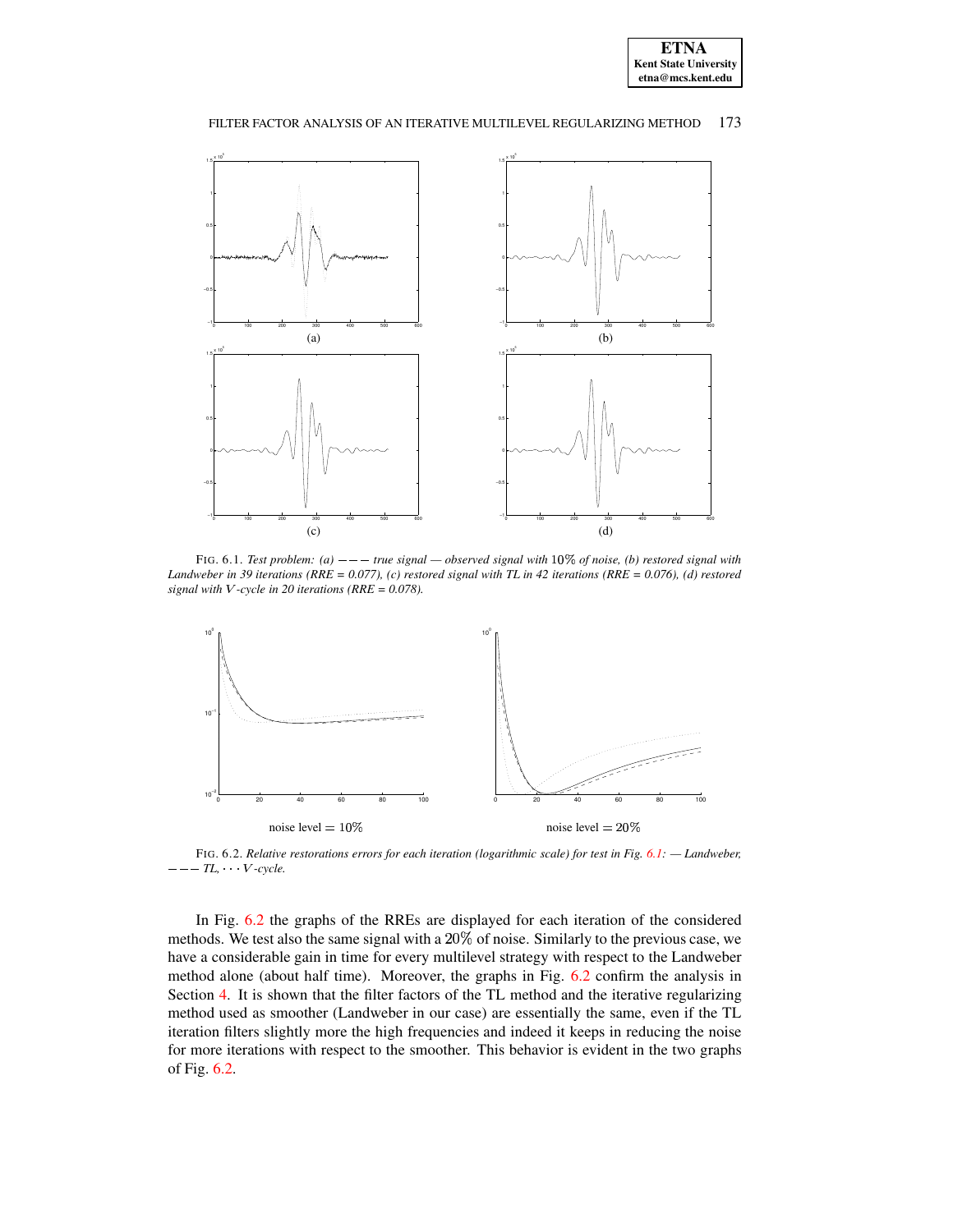(a) (b) (c) (d)

FIG. 6.1. *Test problem: (a) $---$ true signal — observed signal with* $10\%$ *of noise, (b) restored signal with Landweber in 39 iterations (RRE = 0.077), (c) restored signal with TL in 42 iterations (RRE = 0.076), (d) restored signal with $V$-cycle in 20 iterations (RRE = 0.078).*

noise level $= 10\%$ noise level $= 20\%$

FIG. 6.2. *Relative restorations errors for each iteration (logarithmic scale) for test in Fig. 6.1: — Landweber, $---$ TL, $\cdots$ $V$-cycle.*

In Fig. 6.2 the graphs of the RREs are displayed for each iteration of the considered methods. We test also the same signal with a $20\%$ of noise. Similarly to the previous case, we have a considerable gain in time for every multilevel strategy with respect to the Landweber method alone (about half time). Moreover, the graphs in Fig. 6.2 confirm the analysis in Section 4. It is shown that the filter factors of the TL method and the iterative regularizing method used as smoother (Landweber in our case) are essentially the same, even if the TL iteration filters slightly more the high frequencies and indeed it keeps in reducing the noise for more iterations with respect to the smoother. This behavior is evident in the two graphs of Fig. 6.2.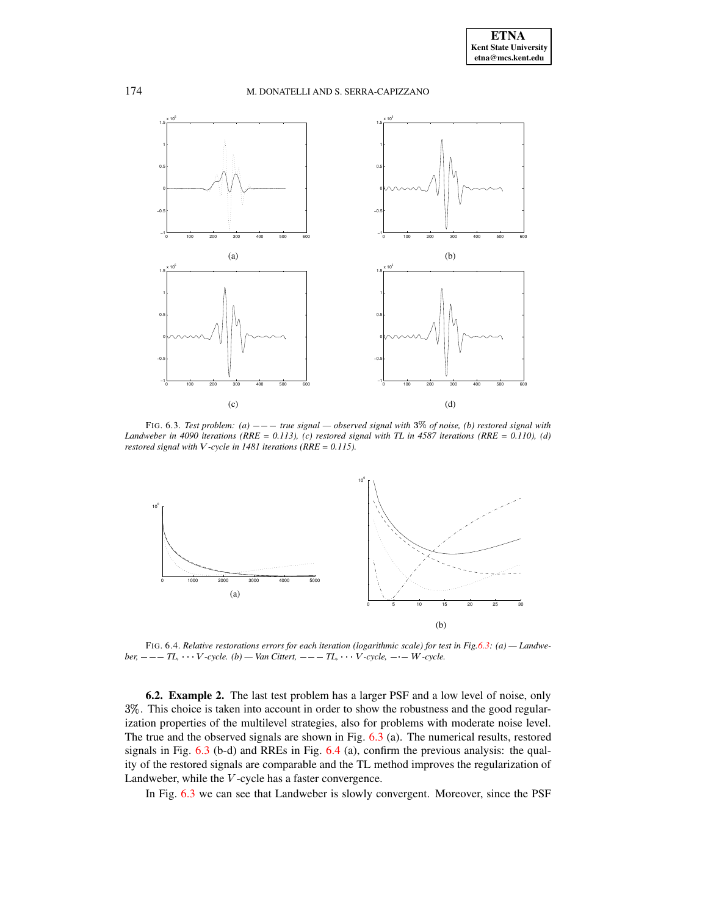(a)

(b)

(c)

(d)

FIG. 6.3. *Test problem: (a) $- - -$ true signal — observed signal with $3\%$ of noise, (b) restored signal with Landweber in 4090 iterations (RRE = 0.113), (c) restored signal with TL in 4587 iterations (RRE = 0.110), (d) restored signal with $V$-cycle in 1481 iterations (RRE = 0.115).*

(a)

(b)

FIG. 6.4. *Relative restorations errors for each iteration (logarithmic scale) for test in Fig. 6.3: (a) — Landweber, $- - -$ TL, $\cdots$ $V$-cycle. (b) — Van Cittert, $- - -$ TL, $\cdots$ $V$-cycle, $-\cdot-$ $W$-cycle.*

**6.2. Example 2.** The last test problem has a larger PSF and a low level of noise, only $3\%$. This choice is taken into account in order to show the robustness and the good regularization properties of the multilevel strategies, also for problems with moderate noise level. The true and the observed signals are shown in Fig. 6.3 (a). The numerical results, restored signals in Fig. 6.3 (b-d) and RREs in Fig. 6.4 (a), confirm the previous analysis: the quality of the restored signals are comparable and the TL method improves the regularization of Landweber, while the $V$-cycle has a faster convergence.

In Fig. 6.3 we can see that Landweber is slowly convergent. Moreover, since the PSF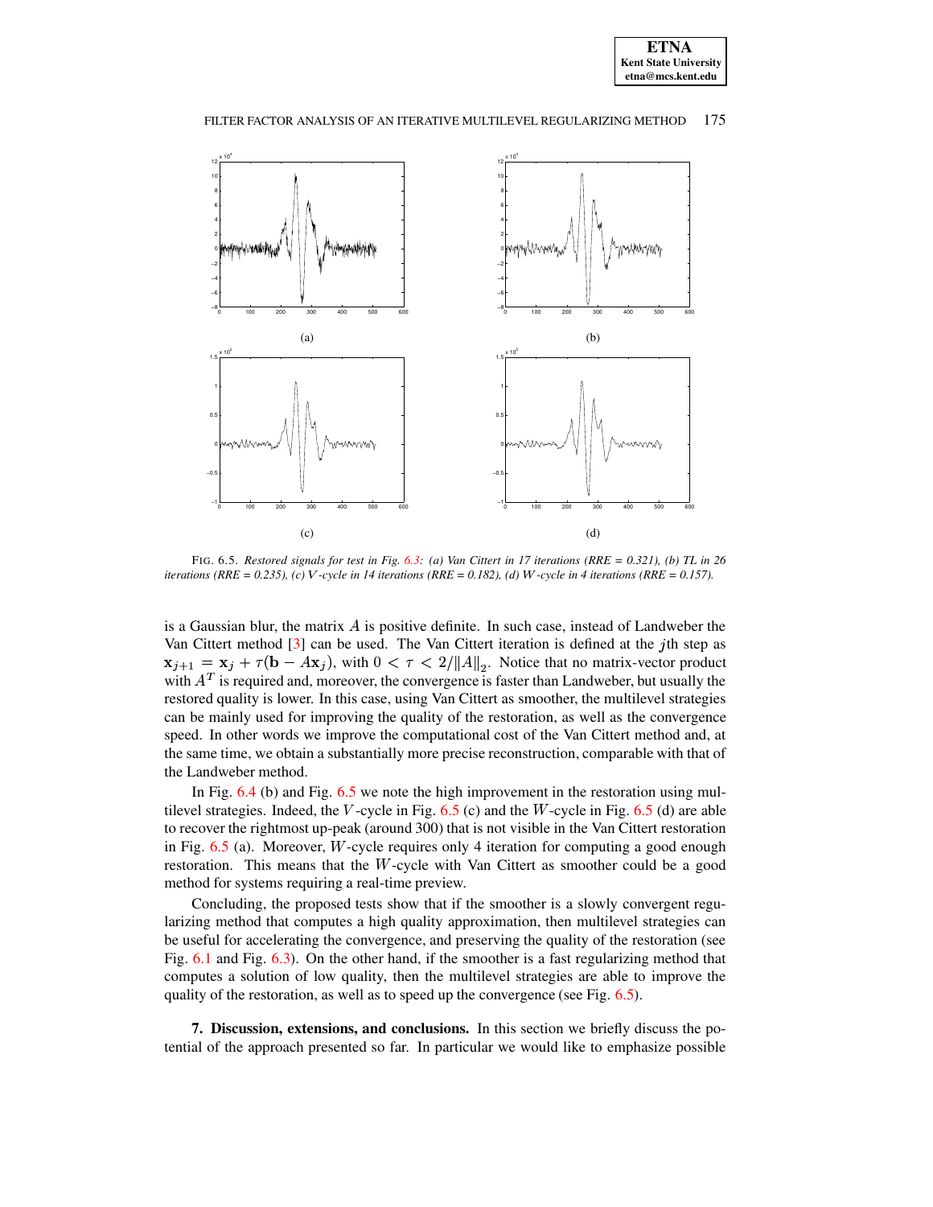(a)

(b)

(c)

(d)

FIG. 6.5. *Restored signals for test in Fig. 6.3: (a) Van Cittert in 17 iterations (RRE = 0.321), (b) TL in 26 iterations (RRE = 0.235), (c) $V$-cycle in 14 iterations (RRE = 0.182), (d) $W$-cycle in 4 iterations (RRE = 0.157).*

is a Gaussian blur, the matrix $A$ is positive definite. In such case, instead of Landweber the Van Cittert method [3] can be used. The Van Cittert iteration is defined at the $j$th step as $\mathbf{x}_{j+1} = \mathbf{x}_j + \tau(\mathbf{b} - A\mathbf{x}_j)$, with $0 < \tau < 2/\|A\|_2$. Notice that no matrix-vector product with $A^T$ is required and, moreover, the convergence is faster than Landweber, but usually the restored quality is lower. In this case, using Van Cittert as smoother, the multilevel strategies can be mainly used for improving the quality of the restoration, as well as the convergence speed. In other words we improve the computational cost of the Van Cittert method and, at the same time, we obtain a substantially more precise reconstruction, comparable with that of the Landweber method.

In Fig. 6.4 (b) and Fig. 6.5 we note the high improvement in the restoration using multilevel strategies. Indeed, the $V$-cycle in Fig. 6.5 (c) and the $W$-cycle in Fig. 6.5 (d) are able to recover the rightmost up-peak (around 300) that is not visible in the Van Cittert restoration in Fig. 6.5 (a). Moreover, $W$-cycle requires only 4 iteration for computing a good enough restoration. This means that the $W$-cycle with Van Cittert as smoother could be a good method for systems requiring a real-time preview.

Concluding, the proposed tests show that if the smoother is a slowly convergent regularizing method that computes a high quality approximation, then multilevel strategies can be useful for accelerating the convergence, and preserving the quality of the restoration (see Fig. 6.1 and Fig. 6.3). On the other hand, if the smoother is a fast regularizing method that computes a solution of low quality, then the multilevel strategies are able to improve the quality of the restoration, as well as to speed up the convergence (see Fig. 6.5).

**7. Discussion, extensions, and conclusions.** In this section we briefly discuss the potential of the approach presented so far. In particular we would like to emphasize possible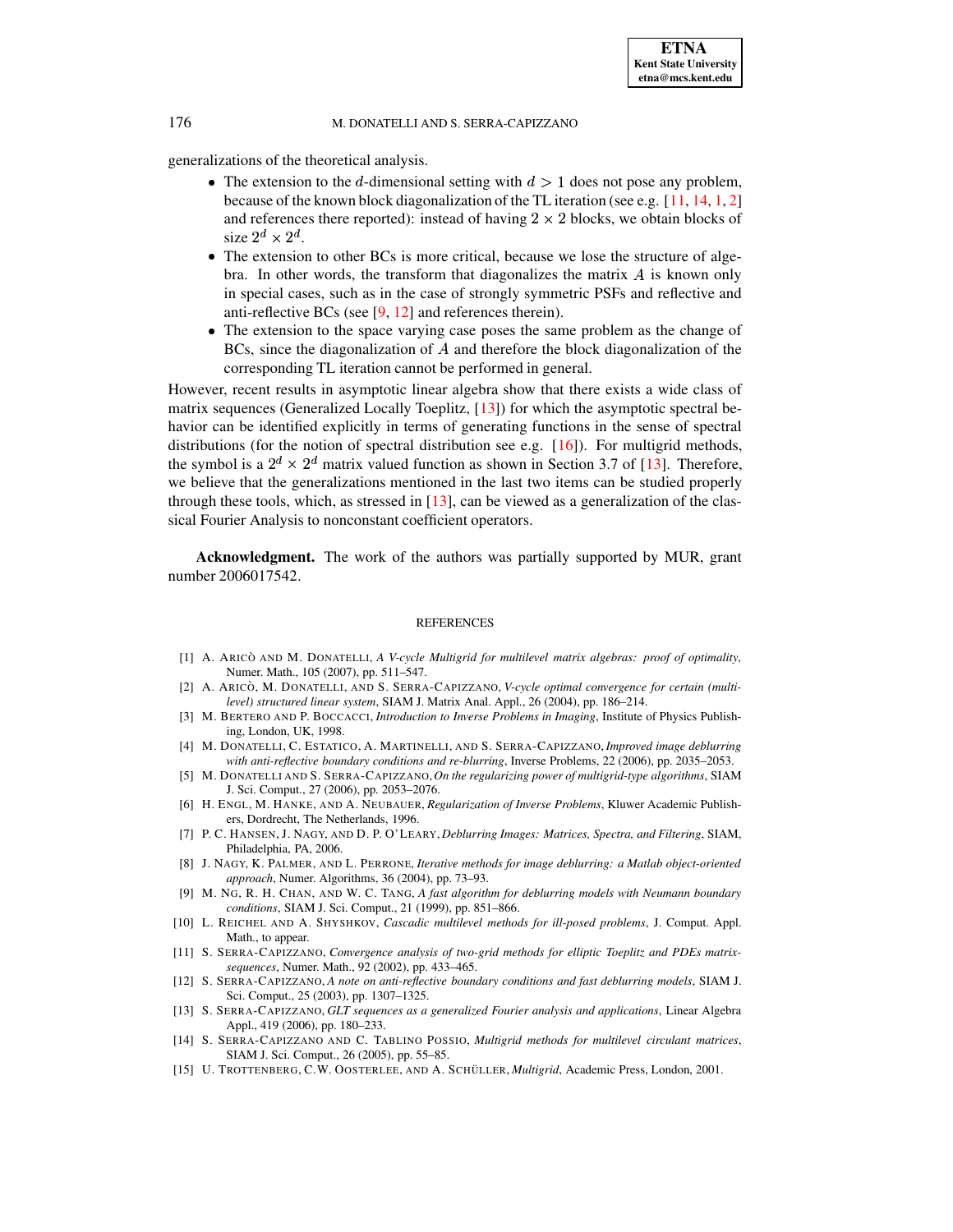generalizations of the theoretical analysis.

- The extension to the $d$-dimensional setting with $d > 1$ does not pose any problem, because of the known block diagonalization of the TL iteration (see e.g. [11, 14, 1, 2] and references there reported): instead of having $2 \times 2$ blocks, we obtain blocks of size $2^d \times 2^d$.
- The extension to other BCs is more critical, because we lose the structure of algebra. In other words, the transform that diagonalizes the matrix $A$ is known only in special cases, such as in the case of strongly symmetric PSFs and reflective and anti-reflective BCs (see [9, 12] and references therein).
- The extension to the space varying case poses the same problem as the change of BCs, since the diagonalization of $A$ and therefore the block diagonalization of the corresponding TL iteration cannot be performed in general.

However, recent results in asymptotic linear algebra show that there exists a wide class of matrix sequences (Generalized Locally Toeplitz, [13]) for which the asymptotic spectral behavior can be identified explicitly in terms of generating functions in the sense of spectral distributions (for the notion of spectral distribution see e.g. [16]). For multigrid methods, the symbol is a $2^d \times 2^d$ matrix valued function as shown in Section 3.7 of [13]. Therefore, we believe that the generalizations mentioned in the last two items can be studied properly through these tools, which, as stressed in [13], can be viewed as a generalization of the classical Fourier Analysis to nonconstant coefficient operators.

**Acknowledgment.** The work of the authors was partially supported by MUR, grant number 2006017542.

## REFERENCES

[1] A. ARICÒ AND M. DONATELLI, *A V-cycle Multigrid for multilevel matrix algebras: proof of optimality*, Numer. Math., 105 (2007), pp. 511–547.

[2] A. ARICÒ, M. DONATELLI, AND S. SERRA-CAPIZZANO, *V-cycle optimal convergence for certain (multilevel) structured linear system*, SIAM J. Matrix Anal. Appl., 26 (2004), pp. 186–214.

[3] M. BERTERO AND P. BOCCACCI, *Introduction to Inverse Problems in Imaging*, Institute of Physics Publishing, London, UK, 1998.

[4] M. DONATELLI, C. ESTATICO, A. MARTINELLI, AND S. SERRA-CAPIZZANO, *Improved image deblurring with anti-reflective boundary conditions and re-blurring*, Inverse Problems, 22 (2006), pp. 2035–2053.

[5] M. DONATELLI AND S. SERRA-CAPIZZANO, *On the regularizing power of multigrid-type algorithms*, SIAM J. Sci. Comput., 27 (2006), pp. 2053–2076.

[6] H. ENGL, M. HANKE, AND A. NEUBAUER, *Regularization of Inverse Problems*, Kluwer Academic Publishers, Dordrecht, The Netherlands, 1996.

[7] P. C. HANSEN, J. NAGY, AND D. P. O'LEARY, *Deblurring Images: Matrices, Spectra, and Filtering*, SIAM, Philadelphia, PA, 2006.

[8] J. NAGY, K. PALMER, AND L. PERRONE, *Iterative methods for image deblurring: a Matlab object-oriented approach*, Numer. Algorithms, 36 (2004), pp. 73–93.

[9] M. NG, R. H. CHAN, AND W. C. TANG, *A fast algorithm for deblurring models with Neumann boundary conditions*, SIAM J. Sci. Comput., 21 (1999), pp. 851–866.

[10] L. REICHEL AND A. SHYSHKOV, *Cascadic multilevel methods for ill-posed problems*, J. Comput. Appl. Math., to appear.

[11] S. SERRA-CAPIZZANO, *Convergence analysis of two-grid methods for elliptic Toeplitz and PDEs matrix-sequences*, Numer. Math., 92 (2002), pp. 433–465.

[12] S. SERRA-CAPIZZANO, *A note on anti-reflective boundary conditions and fast deblurring models*, SIAM J. Sci. Comput., 25 (2003), pp. 1307–1325.

[13] S. SERRA-CAPIZZANO, *GLT sequences as a generalized Fourier analysis and applications*, Linear Algebra Appl., 419 (2006), pp. 180–233.

[14] S. SERRA-CAPIZZANO AND C. TABLINO POSSIO, *Multigrid methods for multilevel circulant matrices*, SIAM J. Sci. Comput., 26 (2005), pp. 55–85.

[15] U. TROTTENBERG, C.W. OOSTERLEE, AND A. SCHÜLLER, *Multigrid*, Academic Press, London, 2001.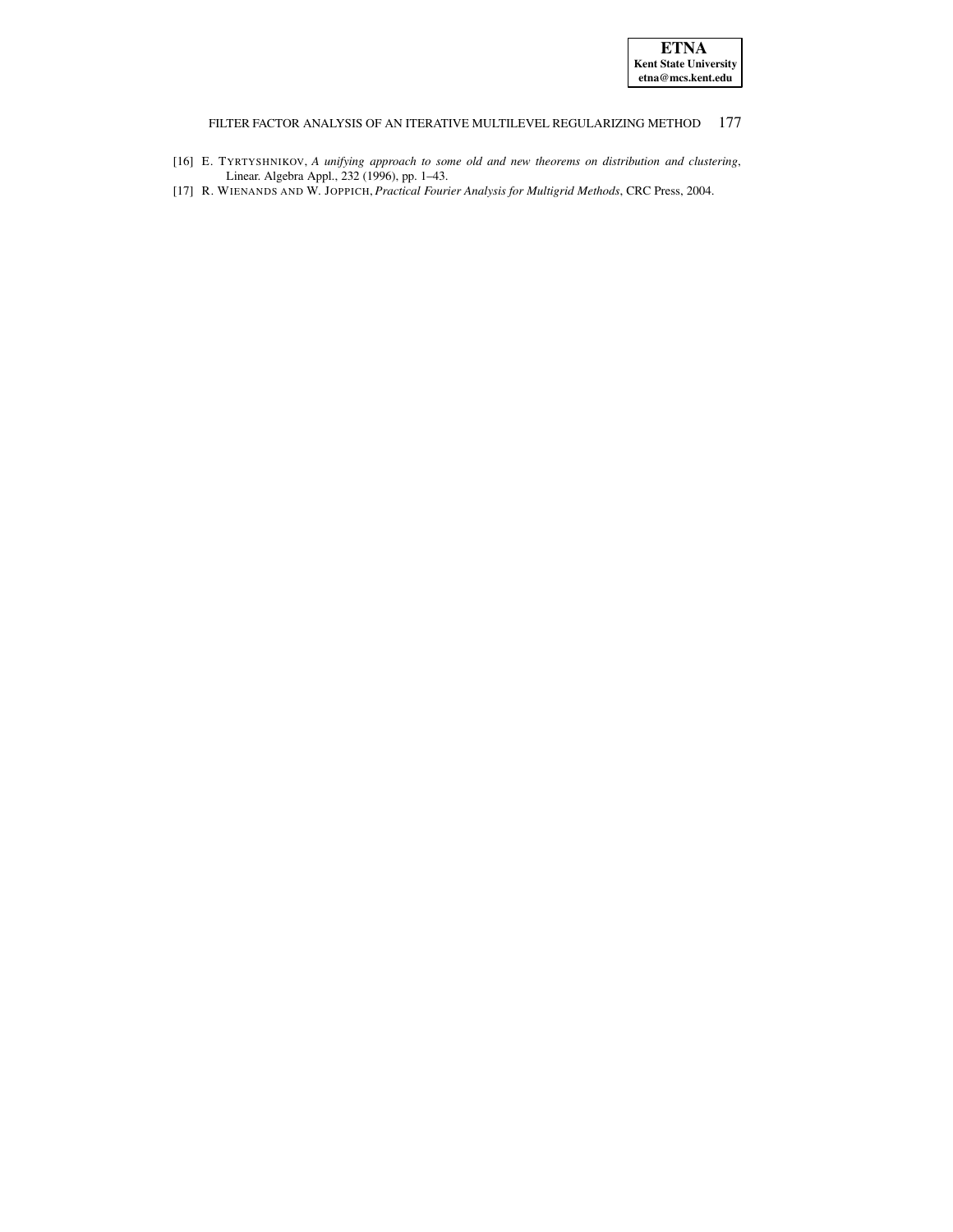[16] E. TYRTYSHNIKOV, *A unifying approach to some old and new theorems on distribution and clustering*, Linear. Algebra Appl., 232 (1996), pp. 1–43.

[17] R. WIENANDS AND W. JOPPICH, *Practical Fourier Analysis for Multigrid Methods*, CRC Press, 2004.